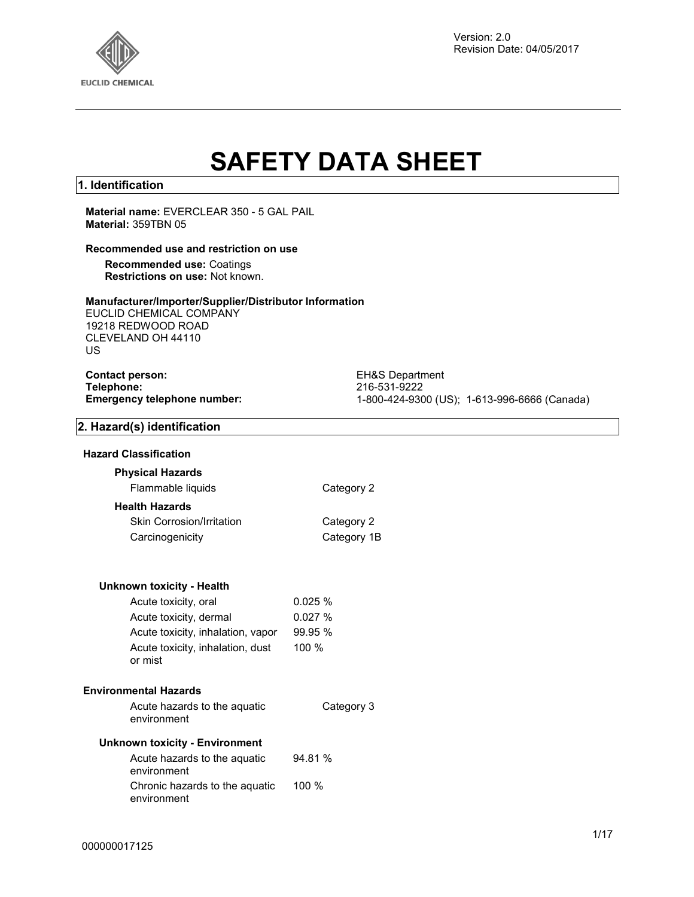Version: 2.0
Revision Date: 04/05/2017

# SAFETY DATA SHEET

## 1. Identification

**Material name:** EVERCLEAR 350 - 5 GAL PAIL
**Material:** 359TBN 05

**Recommended use and restriction on use**

**Recommended use:** Coatings
**Restrictions on use:** Not known.

**Manufacturer/Importer/Supplier/Distributor Information**
EUCLID CHEMICAL COMPANY
19218 REDWOOD ROAD
CLEVELAND OH 44110
US

**Contact person:** EH&S Department
**Telephone:** 216-531-9222
**Emergency telephone number:** 1-800-424-9300 (US); 1-613-996-6666 (Canada)

## 2. Hazard(s) identification

**Hazard Classification**

**Physical Hazards**

| | |
|---|---|
| Flammable liquids | Category 2 |

**Health Hazards**

| | |
|---|---|
| Skin Corrosion/Irritation | Category 2 |
| Carcinogenicity | Category 1B |

**Unknown toxicity - Health**

| | |
|---|---|
| Acute toxicity, oral | 0.025 % |
| Acute toxicity, dermal | 0.027 % |
| Acute toxicity, inhalation, vapor | 99.95 % |
| Acute toxicity, inhalation, dust or mist | 100 % |

**Environmental Hazards**

| | |
|---|---|
| Acute hazards to the aquatic environment | Category 3 |

**Unknown toxicity - Environment**

| | |
|---|---|
| Acute hazards to the aquatic environment | 94.81 % |
| Chronic hazards to the aquatic environment | 100 % |

000000017125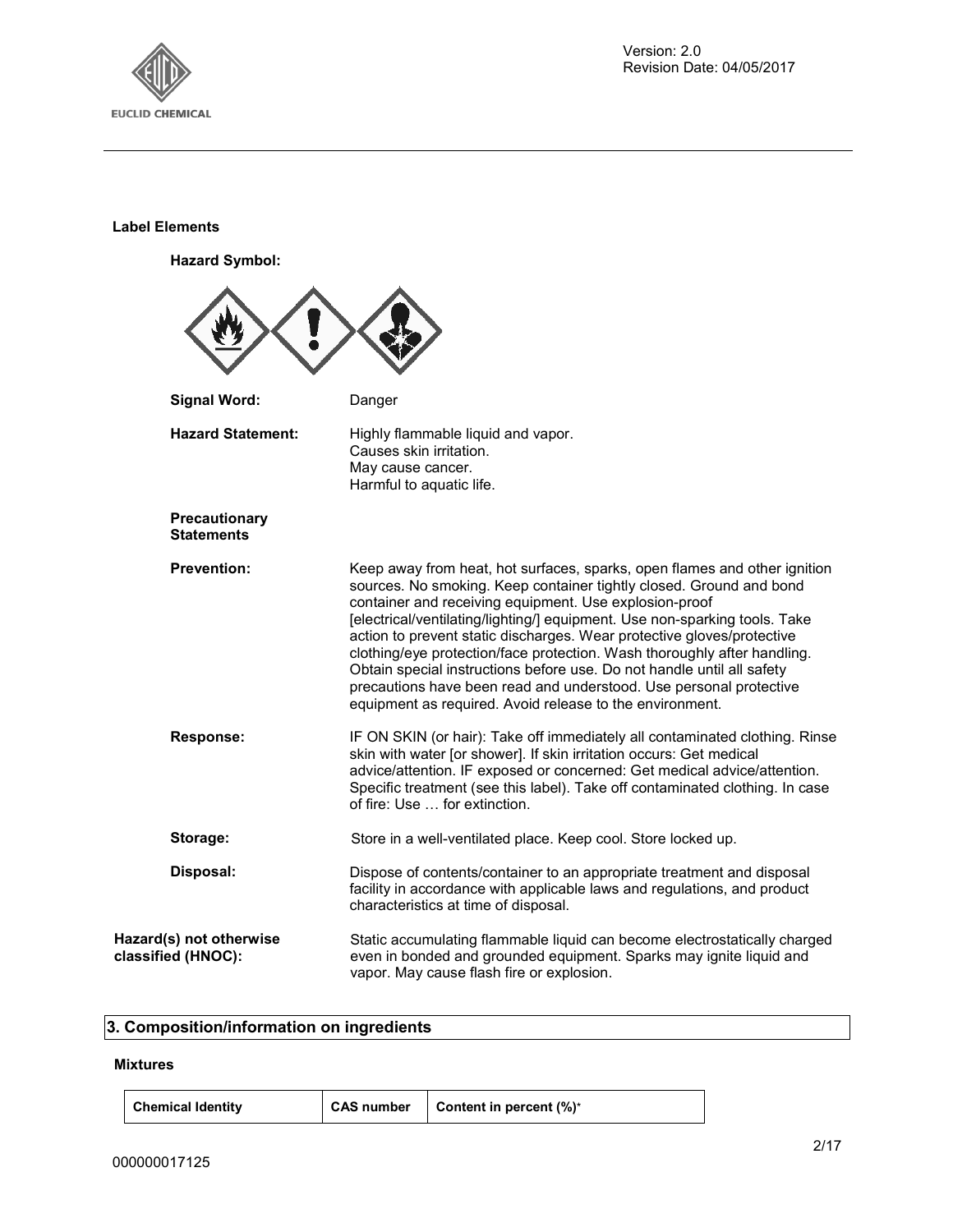**Label Elements**

**Hazard Symbol:**

| | |
|---|---|
| **Signal Word:** | Danger |
| **Hazard Statement:** | Highly flammable liquid and vapor.<br>Causes skin irritation.<br>May cause cancer.<br>Harmful to aquatic life. |

**Precautionary Statements**

| | |
|---|---|
| **Prevention:** | Keep away from heat, hot surfaces, sparks, open flames and other ignition sources. No smoking. Keep container tightly closed. Ground and bond container and receiving equipment. Use explosion-proof [electrical/ventilating/lighting/] equipment. Use non-sparking tools. Take action to prevent static discharges. Wear protective gloves/protective clothing/eye protection/face protection. Wash thoroughly after handling. Obtain special instructions before use. Do not handle until all safety precautions have been read and understood. Use personal protective equipment as required. Avoid release to the environment. |
| **Response:** | IF ON SKIN (or hair): Take off immediately all contaminated clothing. Rinse skin with water [or shower]. If skin irritation occurs: Get medical advice/attention. IF exposed or concerned: Get medical advice/attention. Specific treatment (see this label). Take off contaminated clothing. In case of fire: Use … for extinction. |
| **Storage:** | Store in a well-ventilated place. Keep cool. Store locked up. |
| **Disposal:** | Dispose of contents/container to an appropriate treatment and disposal facility in accordance with applicable laws and regulations, and product characteristics at time of disposal. |

| | |
|---|---|
| **Hazard(s) not otherwise classified (HNOC):** | Static accumulating flammable liquid can become electrostatically charged even in bonded and grounded equipment. Sparks may ignite liquid and vapor. May cause flash fire or explosion. |

## 3. Composition/information on ingredients

**Mixtures**

| Chemical Identity | CAS number | Content in percent (%)* |
|---|---|---|

000000017125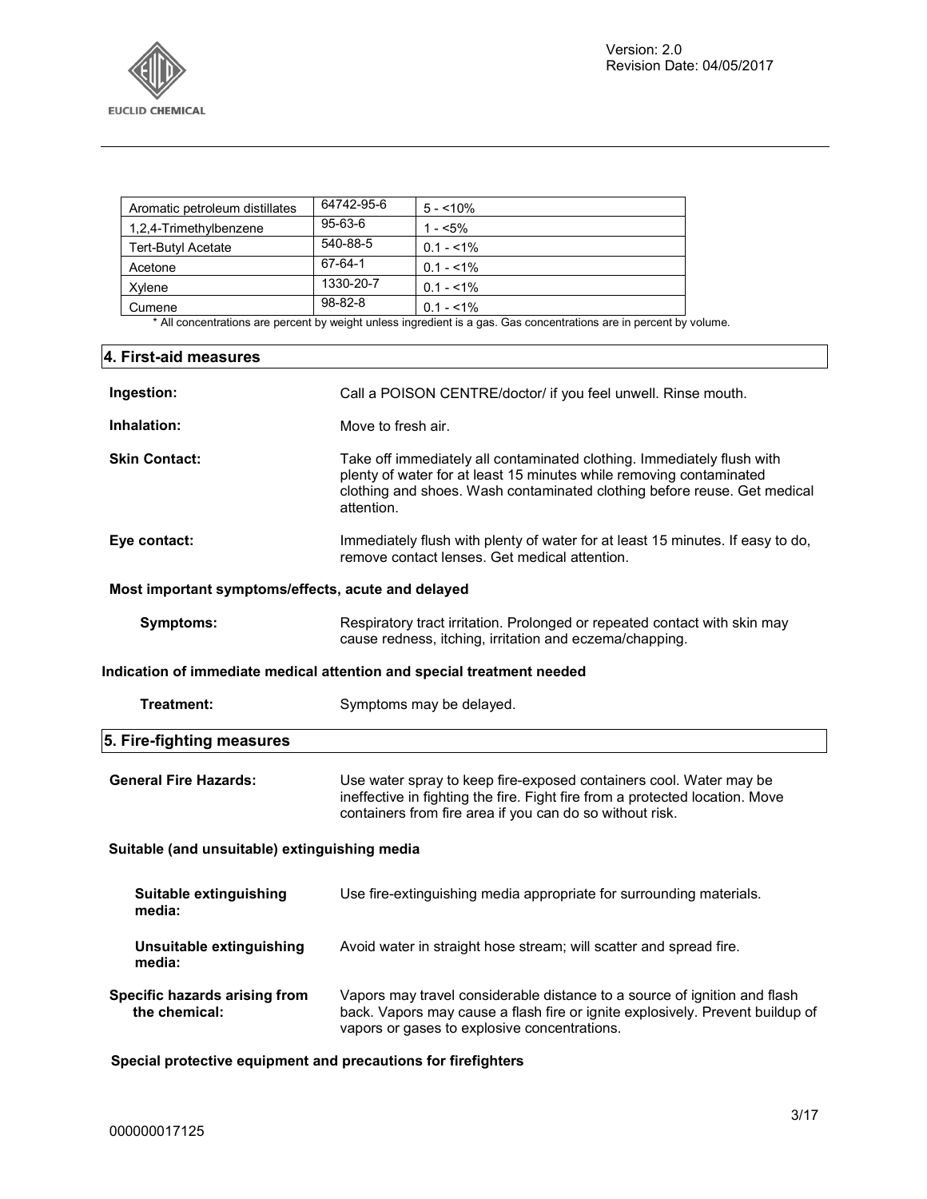| Aromatic petroleum distillates | 64742-95-6 | 5 - <10% |
| --- | --- | --- |
| 1,2,4-Trimethylbenzene | 95-63-6 | 1 - <5% |
| Tert-Butyl Acetate | 540-88-5 | 0.1 - <1% |
| Acetone | 67-64-1 | 0.1 - <1% |
| Xylene | 1330-20-7 | 0.1 - <1% |
| Cumene | 98-82-8 | 0.1 - <1% |

* All concentrations are percent by weight unless ingredient is a gas. Gas concentrations are in percent by volume.

## 4. First-aid measures

**Ingestion:** Call a POISON CENTRE/doctor/ if you feel unwell. Rinse mouth.

**Inhalation:** Move to fresh air.

**Skin Contact:** Take off immediately all contaminated clothing. Immediately flush with plenty of water for at least 15 minutes while removing contaminated clothing and shoes. Wash contaminated clothing before reuse. Get medical attention.

**Eye contact:** Immediately flush with plenty of water for at least 15 minutes. If easy to do, remove contact lenses. Get medical attention.

### Most important symptoms/effects, acute and delayed

**Symptoms:** Respiratory tract irritation. Prolonged or repeated contact with skin may cause redness, itching, irritation and eczema/chapping.

### Indication of immediate medical attention and special treatment needed

**Treatment:** Symptoms may be delayed.

## 5. Fire-fighting measures

**General Fire Hazards:** Use water spray to keep fire-exposed containers cool. Water may be ineffective in fighting the fire. Fight fire from a protected location. Move containers from fire area if you can do so without risk.

### Suitable (and unsuitable) extinguishing media

**Suitable extinguishing media:** Use fire-extinguishing media appropriate for surrounding materials.

**Unsuitable extinguishing media:** Avoid water in straight hose stream; will scatter and spread fire.

**Specific hazards arising from the chemical:** Vapors may travel considerable distance to a source of ignition and flash back. Vapors may cause a flash fire or ignite explosively. Prevent buildup of vapors or gases to explosive concentrations.

### Special protective equipment and precautions for firefighters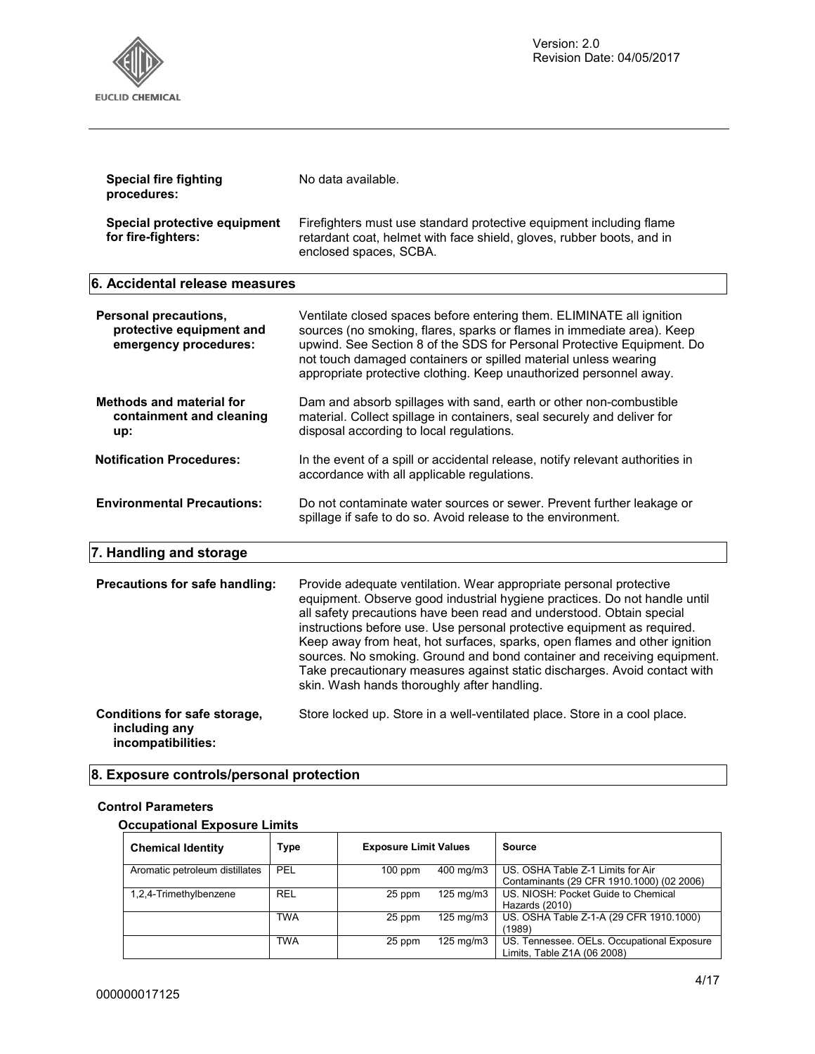**Special fire fighting procedures:** No data available.

**Special protective equipment for fire-fighters:** Firefighters must use standard protective equipment including flame retardant coat, helmet with face shield, gloves, rubber boots, and in enclosed spaces, SCBA.

## 6. Accidental release measures

**Personal precautions, protective equipment and emergency procedures:** Ventilate closed spaces before entering them. ELIMINATE all ignition sources (no smoking, flares, sparks or flames in immediate area). Keep upwind. See Section 8 of the SDS for Personal Protective Equipment. Do not touch damaged containers or spilled material unless wearing appropriate protective clothing. Keep unauthorized personnel away.

**Methods and material for containment and cleaning up:** Dam and absorb spillages with sand, earth or other non-combustible material. Collect spillage in containers, seal securely and deliver for disposal according to local regulations.

**Notification Procedures:** In the event of a spill or accidental release, notify relevant authorities in accordance with all applicable regulations.

**Environmental Precautions:** Do not contaminate water sources or sewer. Prevent further leakage or spillage if safe to do so. Avoid release to the environment.

## 7. Handling and storage

**Precautions for safe handling:** Provide adequate ventilation. Wear appropriate personal protective equipment. Observe good industrial hygiene practices. Do not handle until all safety precautions have been read and understood. Obtain special instructions before use. Use personal protective equipment as required. Keep away from heat, hot surfaces, sparks, open flames and other ignition sources. No smoking. Ground and bond container and receiving equipment. Take precautionary measures against static discharges. Avoid contact with skin. Wash hands thoroughly after handling.

**Conditions for safe storage, including any incompatibilities:** Store locked up. Store in a well-ventilated place. Store in a cool place.

## 8. Exposure controls/personal protection

### Control Parameters

#### Occupational Exposure Limits

| Chemical Identity | Type | Exposure Limit Values | | Source |
|---|---|---|---|---|
| Aromatic petroleum distillates | PEL | 100 ppm | 400 mg/m3 | US. OSHA Table Z-1 Limits for Air Contaminants (29 CFR 1910.1000) (02 2006) |
| 1,2,4-Trimethylbenzene | REL | 25 ppm | 125 mg/m3 | US. NIOSH: Pocket Guide to Chemical Hazards (2010) |
| | TWA | 25 ppm | 125 mg/m3 | US. OSHA Table Z-1-A (29 CFR 1910.1000) (1989) |
| | TWA | 25 ppm | 125 mg/m3 | US. Tennessee. OELs. Occupational Exposure Limits, Table Z1A (06 2008) |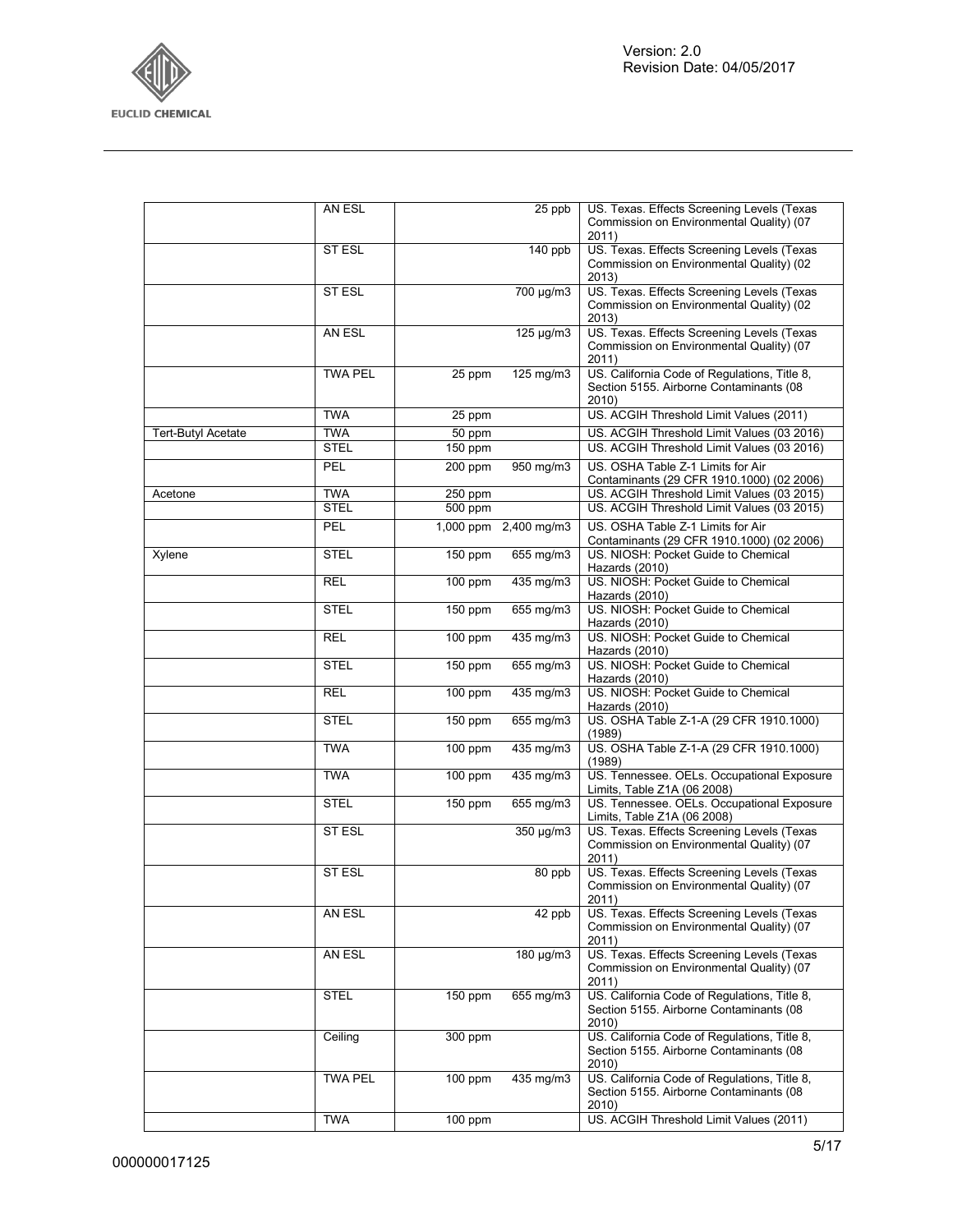| | AN ESL | | 25 ppb | US. Texas. Effects Screening Levels (Texas Commission on Environmental Quality) (07 2011) |
|---|---|---|---|---|
| | ST ESL | | 140 ppb | US. Texas. Effects Screening Levels (Texas Commission on Environmental Quality) (02 2013) |
| | ST ESL | | 700 µg/m3 | US. Texas. Effects Screening Levels (Texas Commission on Environmental Quality) (02 2013) |
| | AN ESL | | 125 µg/m3 | US. Texas. Effects Screening Levels (Texas Commission on Environmental Quality) (07 2011) |
| | TWA PEL | 25 ppm | 125 mg/m3 | US. California Code of Regulations, Title 8, Section 5155. Airborne Contaminants (08 2010) |
| | TWA | 25 ppm | | US. ACGIH Threshold Limit Values (2011) |
| Tert-Butyl Acetate | TWA | 50 ppm | | US. ACGIH Threshold Limit Values (03 2016) |
| | STEL | 150 ppm | | US. ACGIH Threshold Limit Values (03 2016) |
| | PEL | 200 ppm | 950 mg/m3 | US. OSHA Table Z-1 Limits for Air Contaminants (29 CFR 1910.1000) (02 2006) |
| Acetone | TWA | 250 ppm | | US. ACGIH Threshold Limit Values (03 2015) |
| | STEL | 500 ppm | | US. ACGIH Threshold Limit Values (03 2015) |
| | PEL | 1,000 ppm | 2,400 mg/m3 | US. OSHA Table Z-1 Limits for Air Contaminants (29 CFR 1910.1000) (02 2006) |
| Xylene | STEL | 150 ppm | 655 mg/m3 | US. NIOSH: Pocket Guide to Chemical Hazards (2010) |
| | REL | 100 ppm | 435 mg/m3 | US. NIOSH: Pocket Guide to Chemical Hazards (2010) |
| | STEL | 150 ppm | 655 mg/m3 | US. NIOSH: Pocket Guide to Chemical Hazards (2010) |
| | REL | 100 ppm | 435 mg/m3 | US. NIOSH: Pocket Guide to Chemical Hazards (2010) |
| | STEL | 150 ppm | 655 mg/m3 | US. NIOSH: Pocket Guide to Chemical Hazards (2010) |
| | REL | 100 ppm | 435 mg/m3 | US. NIOSH: Pocket Guide to Chemical Hazards (2010) |
| | STEL | 150 ppm | 655 mg/m3 | US. OSHA Table Z-1-A (29 CFR 1910.1000) (1989) |
| | TWA | 100 ppm | 435 mg/m3 | US. OSHA Table Z-1-A (29 CFR 1910.1000) (1989) |
| | TWA | 100 ppm | 435 mg/m3 | US. Tennessee. OELs. Occupational Exposure Limits, Table Z1A (06 2008) |
| | STEL | 150 ppm | 655 mg/m3 | US. Tennessee. OELs. Occupational Exposure Limits, Table Z1A (06 2008) |
| | ST ESL | | 350 µg/m3 | US. Texas. Effects Screening Levels (Texas Commission on Environmental Quality) (07 2011) |
| | ST ESL | | 80 ppb | US. Texas. Effects Screening Levels (Texas Commission on Environmental Quality) (07 2011) |
| | AN ESL | | 42 ppb | US. Texas. Effects Screening Levels (Texas Commission on Environmental Quality) (07 2011) |
| | AN ESL | | 180 µg/m3 | US. Texas. Effects Screening Levels (Texas Commission on Environmental Quality) (07 2011) |
| | STEL | 150 ppm | 655 mg/m3 | US. California Code of Regulations, Title 8, Section 5155. Airborne Contaminants (08 2010) |
| | Ceiling | 300 ppm | | US. California Code of Regulations, Title 8, Section 5155. Airborne Contaminants (08 2010) |
| | TWA PEL | 100 ppm | 435 mg/m3 | US. California Code of Regulations, Title 8, Section 5155. Airborne Contaminants (08 2010) |
| | TWA | 100 ppm | | US. ACGIH Threshold Limit Values (2011) |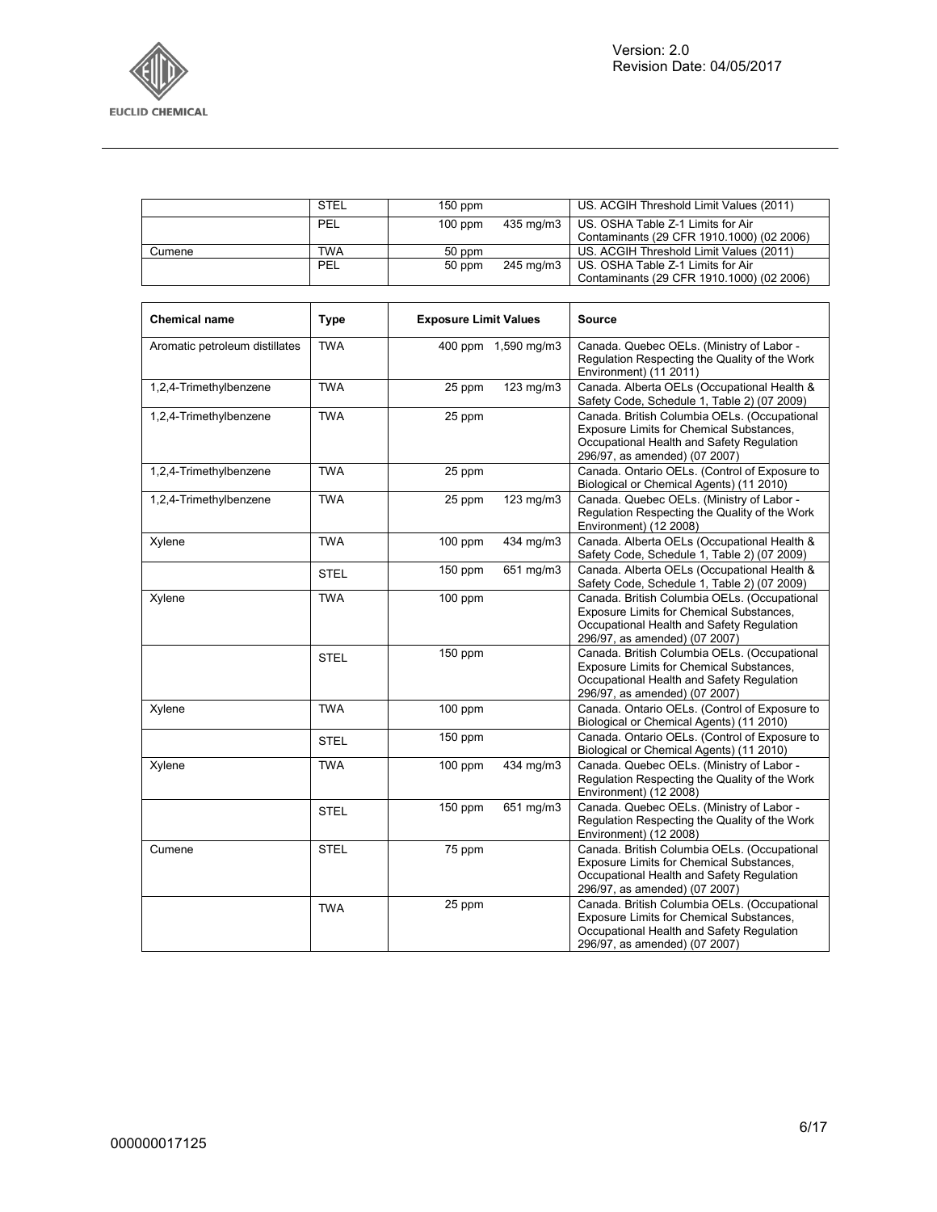| | | | | |
|---|---|---|---|---|
| | STEL | 150 ppm | | US. ACGIH Threshold Limit Values (2011) |
| | PEL | 100 ppm | 435 mg/m3 | US. OSHA Table Z-1 Limits for Air Contaminants (29 CFR 1910.1000) (02 2006) |
| Cumene | TWA | 50 ppm | | US. ACGIH Threshold Limit Values (2011) |
| | PEL | 50 ppm | 245 mg/m3 | US. OSHA Table Z-1 Limits for Air Contaminants (29 CFR 1910.1000) (02 2006) |

| Chemical name | Type | Exposure Limit Values | | Source |
|---|---|---|---|---|
| Aromatic petroleum distillates | TWA | 400 ppm | 1,590 mg/m3 | Canada. Quebec OELs. (Ministry of Labor - Regulation Respecting the Quality of the Work Environment) (11 2011) |
| 1,2,4-Trimethylbenzene | TWA | 25 ppm | 123 mg/m3 | Canada. Alberta OELs (Occupational Health & Safety Code, Schedule 1, Table 2) (07 2009) |
| 1,2,4-Trimethylbenzene | TWA | 25 ppm | | Canada. British Columbia OELs. (Occupational Exposure Limits for Chemical Substances, Occupational Health and Safety Regulation 296/97, as amended) (07 2007) |
| 1,2,4-Trimethylbenzene | TWA | 25 ppm | | Canada. Ontario OELs. (Control of Exposure to Biological or Chemical Agents) (11 2010) |
| 1,2,4-Trimethylbenzene | TWA | 25 ppm | 123 mg/m3 | Canada. Quebec OELs. (Ministry of Labor - Regulation Respecting the Quality of the Work Environment) (12 2008) |
| Xylene | TWA | 100 ppm | 434 mg/m3 | Canada. Alberta OELs (Occupational Health & Safety Code, Schedule 1, Table 2) (07 2009) |
| | STEL | 150 ppm | 651 mg/m3 | Canada. Alberta OELs (Occupational Health & Safety Code, Schedule 1, Table 2) (07 2009) |
| Xylene | TWA | 100 ppm | | Canada. British Columbia OELs. (Occupational Exposure Limits for Chemical Substances, Occupational Health and Safety Regulation 296/97, as amended) (07 2007) |
| | STEL | 150 ppm | | Canada. British Columbia OELs. (Occupational Exposure Limits for Chemical Substances, Occupational Health and Safety Regulation 296/97, as amended) (07 2007) |
| Xylene | TWA | 100 ppm | | Canada. Ontario OELs. (Control of Exposure to Biological or Chemical Agents) (11 2010) |
| | STEL | 150 ppm | | Canada. Ontario OELs. (Control of Exposure to Biological or Chemical Agents) (11 2010) |
| Xylene | TWA | 100 ppm | 434 mg/m3 | Canada. Quebec OELs. (Ministry of Labor - Regulation Respecting the Quality of the Work Environment) (12 2008) |
| | STEL | 150 ppm | 651 mg/m3 | Canada. Quebec OELs. (Ministry of Labor - Regulation Respecting the Quality of the Work Environment) (12 2008) |
| Cumene | STEL | 75 ppm | | Canada. British Columbia OELs. (Occupational Exposure Limits for Chemical Substances, Occupational Health and Safety Regulation 296/97, as amended) (07 2007) |
| | TWA | 25 ppm | | Canada. British Columbia OELs. (Occupational Exposure Limits for Chemical Substances, Occupational Health and Safety Regulation 296/97, as amended) (07 2007) |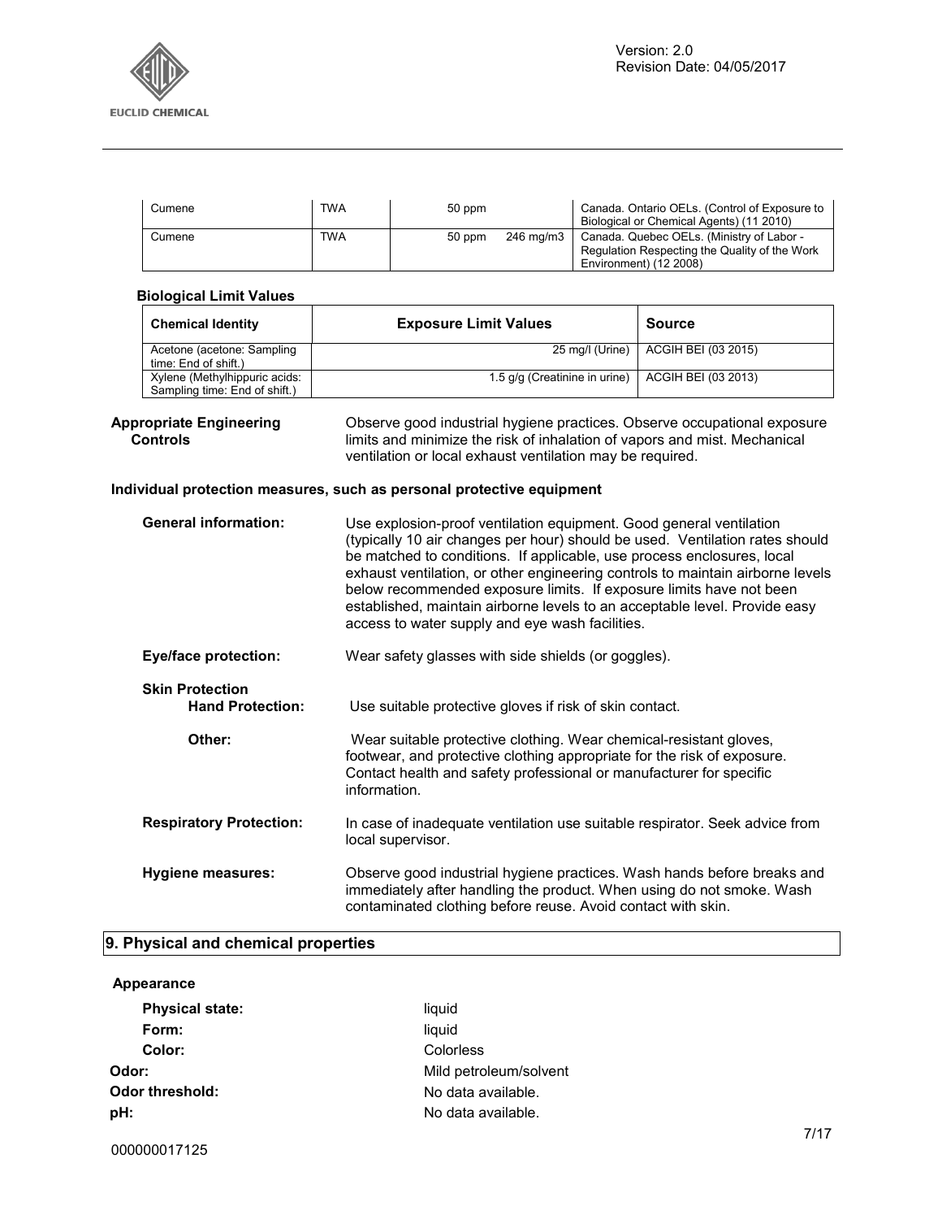| Cumene | TWA | 50 ppm | | Canada. Ontario OELs. (Control of Exposure to Biological or Chemical Agents) (11 2010) |
|---|---|---|---|---|
| Cumene | TWA | 50 ppm | 246 mg/m3 | Canada. Quebec OELs. (Ministry of Labor - Regulation Respecting the Quality of the Work Environment) (12 2008) |

**Biological Limit Values**

| Chemical Identity | Exposure Limit Values | Source |
|---|---|---|
| Acetone (acetone: Sampling time: End of shift.) | 25 mg/l (Urine) | ACGIH BEI (03 2015) |
| Xylene (Methylhippuric acids: Sampling time: End of shift.) | 1.5 g/g (Creatinine in urine) | ACGIH BEI (03 2013) |

**Appropriate Engineering Controls**
Observe good industrial hygiene practices. Observe occupational exposure limits and minimize the risk of inhalation of vapors and mist. Mechanical ventilation or local exhaust ventilation may be required.

**Individual protection measures, such as personal protective equipment**

**General information:** Use explosion-proof ventilation equipment. Good general ventilation (typically 10 air changes per hour) should be used. Ventilation rates should be matched to conditions. If applicable, use process enclosures, local exhaust ventilation, or other engineering controls to maintain airborne levels below recommended exposure limits. If exposure limits have not been established, maintain airborne levels to an acceptable level. Provide easy access to water supply and eye wash facilities.

**Eye/face protection:** Wear safety glasses with side shields (or goggles).

**Skin Protection**

**Hand Protection:** Use suitable protective gloves if risk of skin contact.

**Other:** Wear suitable protective clothing. Wear chemical-resistant gloves, footwear, and protective clothing appropriate for the risk of exposure. Contact health and safety professional or manufacturer for specific information.

**Respiratory Protection:** In case of inadequate ventilation use suitable respirator. Seek advice from local supervisor.

**Hygiene measures:** Observe good industrial hygiene practices. Wash hands before breaks and immediately after handling the product. When using do not smoke. Wash contaminated clothing before reuse. Avoid contact with skin.

## 9. Physical and chemical properties

**Appearance**

**Physical state:** liquid
**Form:** liquid
**Color:** Colorless
**Odor:** Mild petroleum/solvent
**Odor threshold:** No data available.
**pH:** No data available.

000000017125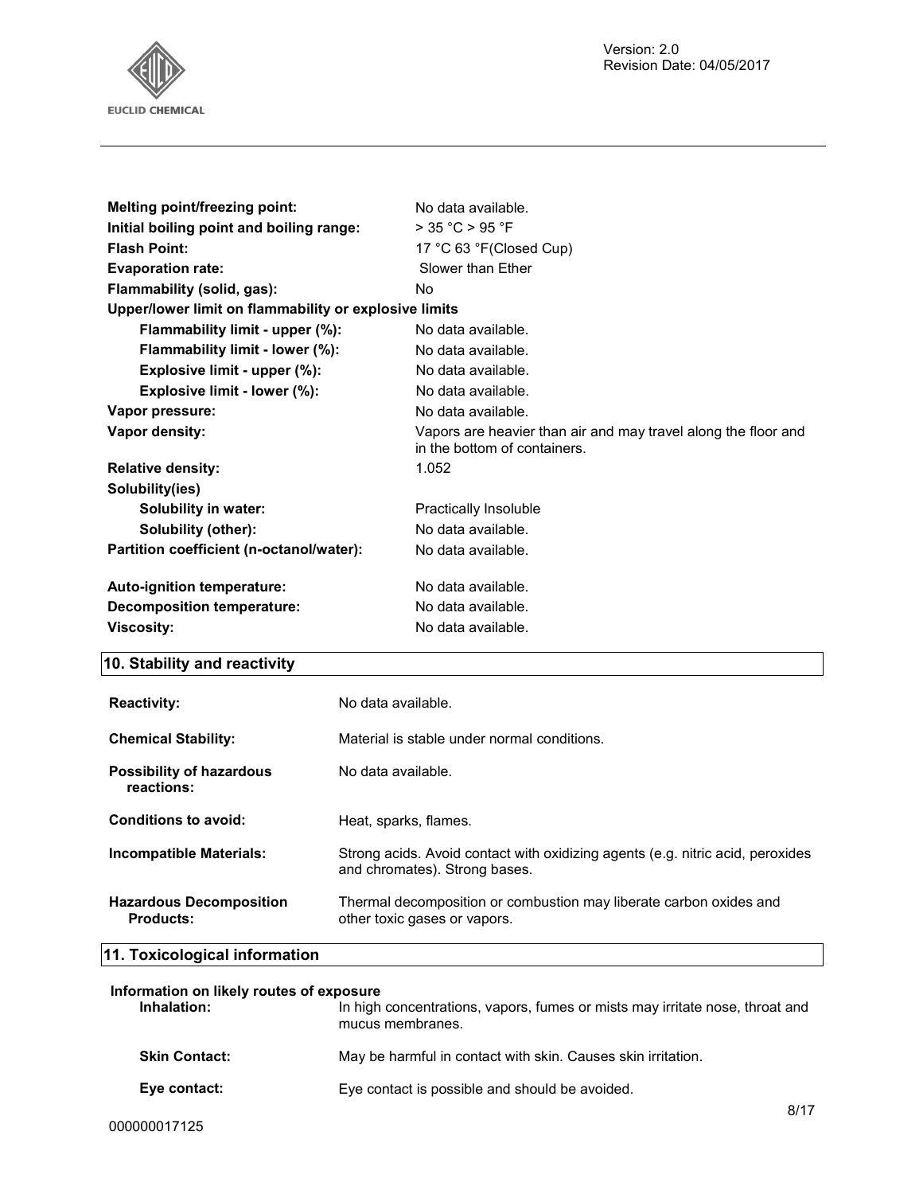| | |
|---|---|
| **Melting point/freezing point:** | No data available. |
| **Initial boiling point and boiling range:** | > 35 °C > 95 °F |
| **Flash Point:** | 17 °C 63 °F(Closed Cup) |
| **Evaporation rate:** | Slower than Ether |
| **Flammability (solid, gas):** | No |
| **Upper/lower limit on flammability or explosive limits** | |
| **Flammability limit - upper (%):** | No data available. |
| **Flammability limit - lower (%):** | No data available. |
| **Explosive limit - upper (%):** | No data available. |
| **Explosive limit - lower (%):** | No data available. |
| **Vapor pressure:** | No data available. |
| **Vapor density:** | Vapors are heavier than air and may travel along the floor and in the bottom of containers. |
| **Relative density:** | 1.052 |
| **Solubility(ies)** | |
| **Solubility in water:** | Practically Insoluble |
| **Solubility (other):** | No data available. |
| **Partition coefficient (n-octanol/water):** | No data available. |
| **Auto-ignition temperature:** | No data available. |
| **Decomposition temperature:** | No data available. |
| **Viscosity:** | No data available. |

## 10. Stability and reactivity

| | |
|---|---|
| **Reactivity:** | No data available. |
| **Chemical Stability:** | Material is stable under normal conditions. |
| **Possibility of hazardous reactions:** | No data available. |
| **Conditions to avoid:** | Heat, sparks, flames. |
| **Incompatible Materials:** | Strong acids. Avoid contact with oxidizing agents (e.g. nitric acid, peroxides and chromates). Strong bases. |
| **Hazardous Decomposition Products:** | Thermal decomposition or combustion may liberate carbon oxides and other toxic gases or vapors. |

## 11. Toxicological information

**Information on likely routes of exposure**

| | |
|---|---|
| **Inhalation:** | In high concentrations, vapors, fumes or mists may irritate nose, throat and mucus membranes. |
| **Skin Contact:** | May be harmful in contact with skin. Causes skin irritation. |
| **Eye contact:** | Eye contact is possible and should be avoided. |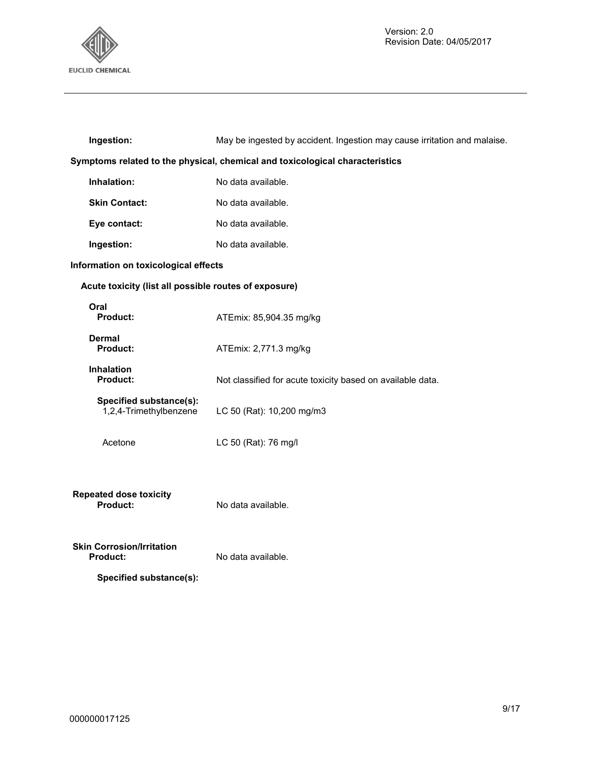**Ingestion:** May be ingested by accident. Ingestion may cause irritation and malaise.

### Symptoms related to the physical, chemical and toxicological characteristics

**Inhalation:** No data available.

**Skin Contact:** No data available.

**Eye contact:** No data available.

**Ingestion:** No data available.

### Information on toxicological effects

#### Acute toxicity (list all possible routes of exposure)

**Oral**
**Product:** ATEmix: 85,904.35 mg/kg

**Dermal**
**Product:** ATEmix: 2,771.3 mg/kg

**Inhalation**
**Product:** Not classified for acute toxicity based on available data.

**Specified substance(s):**
1,2,4-Trimethylbenzene LC 50 (Rat): 10,200 mg/m3

Acetone LC 50 (Rat): 76 mg/l

**Repeated dose toxicity**
**Product:** No data available.

**Skin Corrosion/Irritation**
**Product:** No data available.

**Specified substance(s):**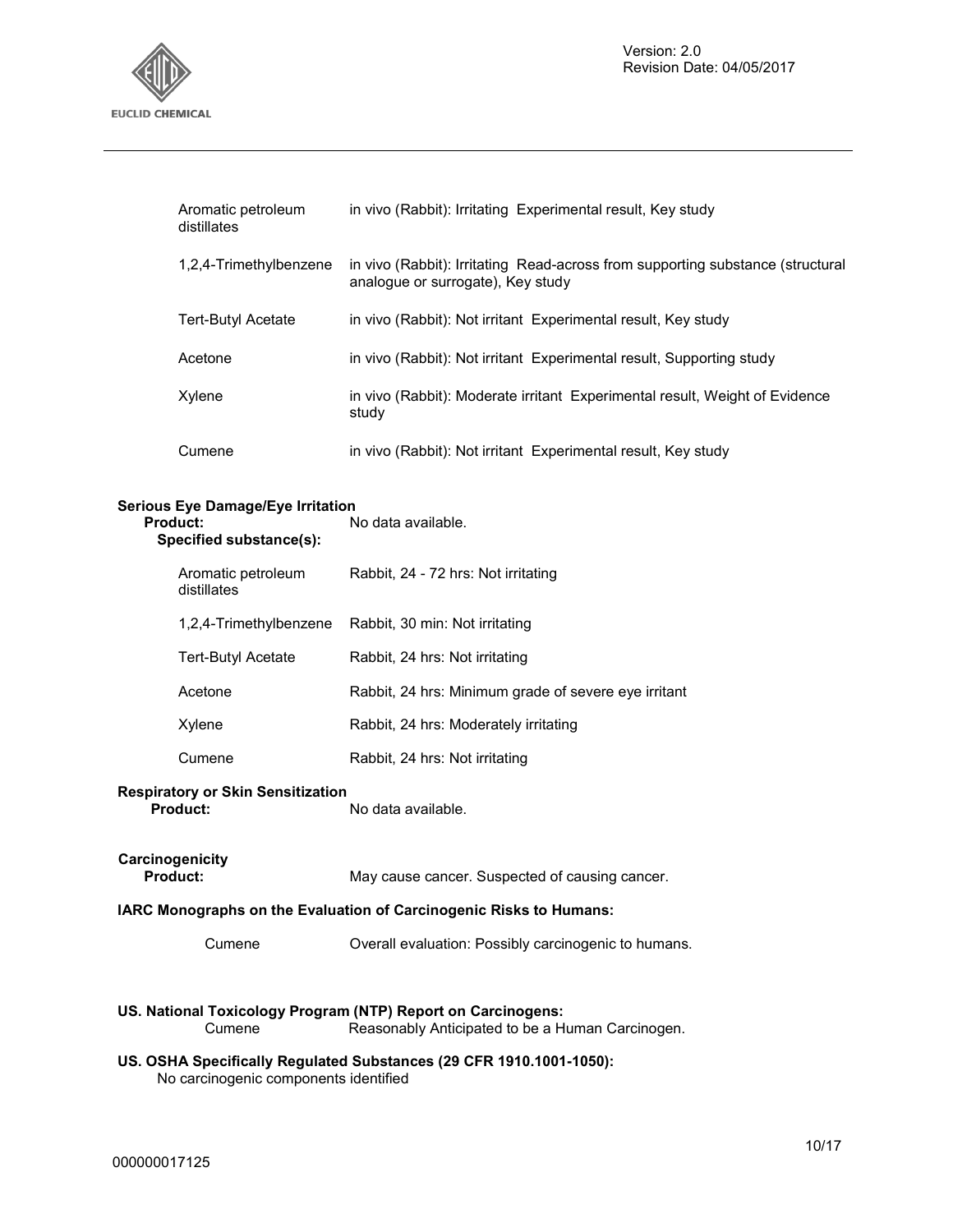| | |
|---|---|
| Aromatic petroleum distillates | in vivo (Rabbit): Irritating Experimental result, Key study |
| 1,2,4-Trimethylbenzene | in vivo (Rabbit): Irritating Read-across from supporting substance (structural analogue or surrogate), Key study |
| Tert-Butyl Acetate | in vivo (Rabbit): Not irritant Experimental result, Key study |
| Acetone | in vivo (Rabbit): Not irritant Experimental result, Supporting study |
| Xylene | in vivo (Rabbit): Moderate irritant Experimental result, Weight of Evidence study |
| Cumene | in vivo (Rabbit): Not irritant Experimental result, Key study |

**Serious Eye Damage/Eye Irritation**

**Product:** No data available.

**Specified substance(s):**

| | |
|---|---|
| Aromatic petroleum distillates | Rabbit, 24 - 72 hrs: Not irritating |
| 1,2,4-Trimethylbenzene | Rabbit, 30 min: Not irritating |
| Tert-Butyl Acetate | Rabbit, 24 hrs: Not irritating |
| Acetone | Rabbit, 24 hrs: Minimum grade of severe eye irritant |
| Xylene | Rabbit, 24 hrs: Moderately irritating |
| Cumene | Rabbit, 24 hrs: Not irritating |

**Respiratory or Skin Sensitization**

**Product:** No data available.

**Carcinogenicity**

**Product:** May cause cancer. Suspected of causing cancer.

**IARC Monographs on the Evaluation of Carcinogenic Risks to Humans:**

| | |
|---|---|
| Cumene | Overall evaluation: Possibly carcinogenic to humans. |

**US. National Toxicology Program (NTP) Report on Carcinogens:**

| | |
|---|---|
| Cumene | Reasonably Anticipated to be a Human Carcinogen. |

**US. OSHA Specifically Regulated Substances (29 CFR 1910.1001-1050):**

No carcinogenic components identified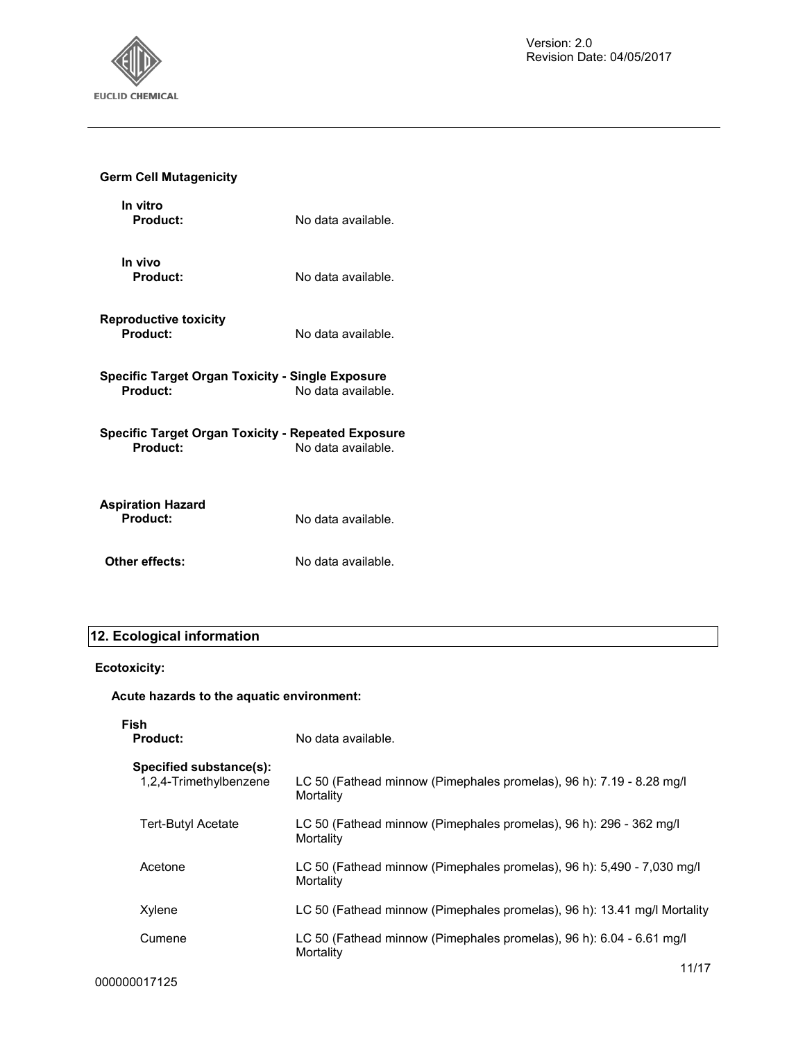**Germ Cell Mutagenicity**

**In vitro**

**Product:** No data available.

**In vivo**

**Product:** No data available.

**Reproductive toxicity**

**Product:** No data available.

**Specific Target Organ Toxicity - Single Exposure**

**Product:** No data available.

**Specific Target Organ Toxicity - Repeated Exposure**

**Product:** No data available.

**Aspiration Hazard**

**Product:** No data available.

**Other effects:** No data available.

## 12. Ecological information

**Ecotoxicity:**

**Acute hazards to the aquatic environment:**

**Fish**

**Product:** No data available.

**Specified substance(s):**

| Substance | Data |
|---|---|
| 1,2,4-Trimethylbenzene | LC 50 (Fathead minnow (Pimephales promelas), 96 h): 7.19 - 8.28 mg/l Mortality |
| Tert-Butyl Acetate | LC 50 (Fathead minnow (Pimephales promelas), 96 h): 296 - 362 mg/l Mortality |
| Acetone | LC 50 (Fathead minnow (Pimephales promelas), 96 h): 5,490 - 7,030 mg/l Mortality |
| Xylene | LC 50 (Fathead minnow (Pimephales promelas), 96 h): 13.41 mg/l Mortality |
| Cumene | LC 50 (Fathead minnow (Pimephales promelas), 96 h): 6.04 - 6.61 mg/l Mortality |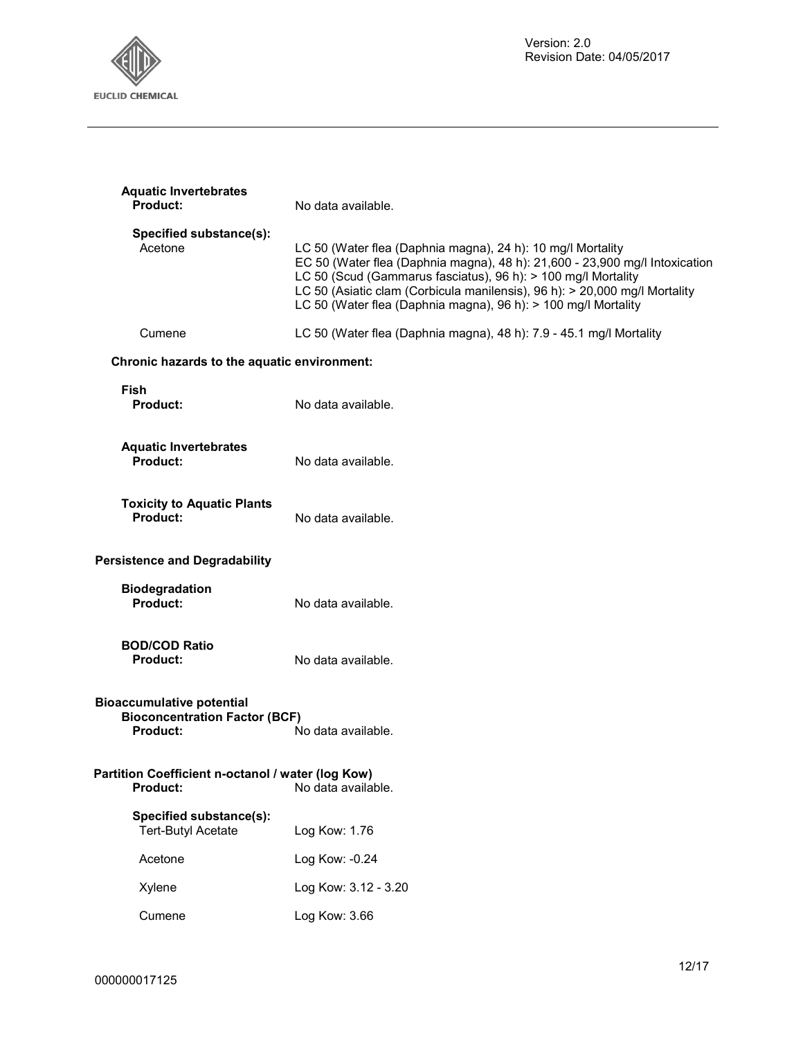**Aquatic Invertebrates**

**Product:** No data available.

**Specified substance(s):**

| | |
|---|---|
| Acetone | LC 50 (Water flea (Daphnia magna), 24 h): 10 mg/l Mortality<br>EC 50 (Water flea (Daphnia magna), 48 h): 21,600 - 23,900 mg/l Intoxication<br>LC 50 (Scud (Gammarus fasciatus), 96 h): > 100 mg/l Mortality<br>LC 50 (Asiatic clam (Corbicula manilensis), 96 h): > 20,000 mg/l Mortality<br>LC 50 (Water flea (Daphnia magna), 96 h): > 100 mg/l Mortality |
| Cumene | LC 50 (Water flea (Daphnia magna), 48 h): 7.9 - 45.1 mg/l Mortality |

**Chronic hazards to the aquatic environment:**

**Fish**

**Product:** No data available.

**Aquatic Invertebrates**

**Product:** No data available.

**Toxicity to Aquatic Plants**

**Product:** No data available.

**Persistence and Degradability**

**Biodegradation**

**Product:** No data available.

**BOD/COD Ratio**

**Product:** No data available.

**Bioaccumulative potential**

**Bioconcentration Factor (BCF)**

**Product:** No data available.

**Partition Coefficient n-octanol / water (log Kow)**

**Product:** No data available.

**Specified substance(s):**

| | |
|---|---|
| Tert-Butyl Acetate | Log Kow: 1.76 |
| Acetone | Log Kow: -0.24 |
| Xylene | Log Kow: 3.12 - 3.20 |
| Cumene | Log Kow: 3.66 |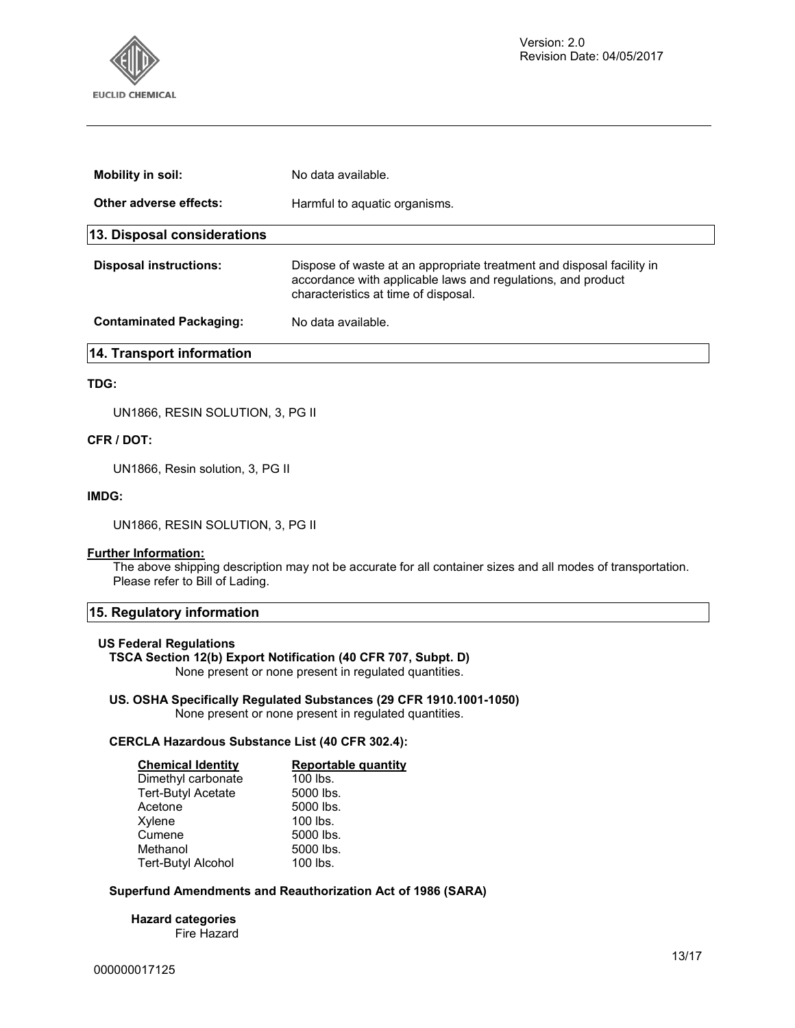| | |
|---|---|
| **Mobility in soil:** | No data available. |
| **Other adverse effects:** | Harmful to aquatic organisms. |

## 13. Disposal considerations

| | |
|---|---|
| **Disposal instructions:** | Dispose of waste at an appropriate treatment and disposal facility in accordance with applicable laws and regulations, and product characteristics at time of disposal. |
| **Contaminated Packaging:** | No data available. |

## 14. Transport information

**TDG:**

UN1866, RESIN SOLUTION, 3, PG II

**CFR / DOT:**

UN1866, Resin solution, 3, PG II

**IMDG:**

UN1866, RESIN SOLUTION, 3, PG II

**Further Information:**

The above shipping description may not be accurate for all container sizes and all modes of transportation. Please refer to Bill of Lading.

## 15. Regulatory information

**US Federal Regulations**

**TSCA Section 12(b) Export Notification (40 CFR 707, Subpt. D)**

None present or none present in regulated quantities.

**US. OSHA Specifically Regulated Substances (29 CFR 1910.1001-1050)**

None present or none present in regulated quantities.

**CERCLA Hazardous Substance List (40 CFR 302.4):**

| Chemical Identity | Reportable quantity |
|---|---|
| Dimethyl carbonate | 100 lbs. |
| Tert-Butyl Acetate | 5000 lbs. |
| Acetone | 5000 lbs. |
| Xylene | 100 lbs. |
| Cumene | 5000 lbs. |
| Methanol | 5000 lbs. |
| Tert-Butyl Alcohol | 100 lbs. |

**Superfund Amendments and Reauthorization Act of 1986 (SARA)**

**Hazard categories**

Fire Hazard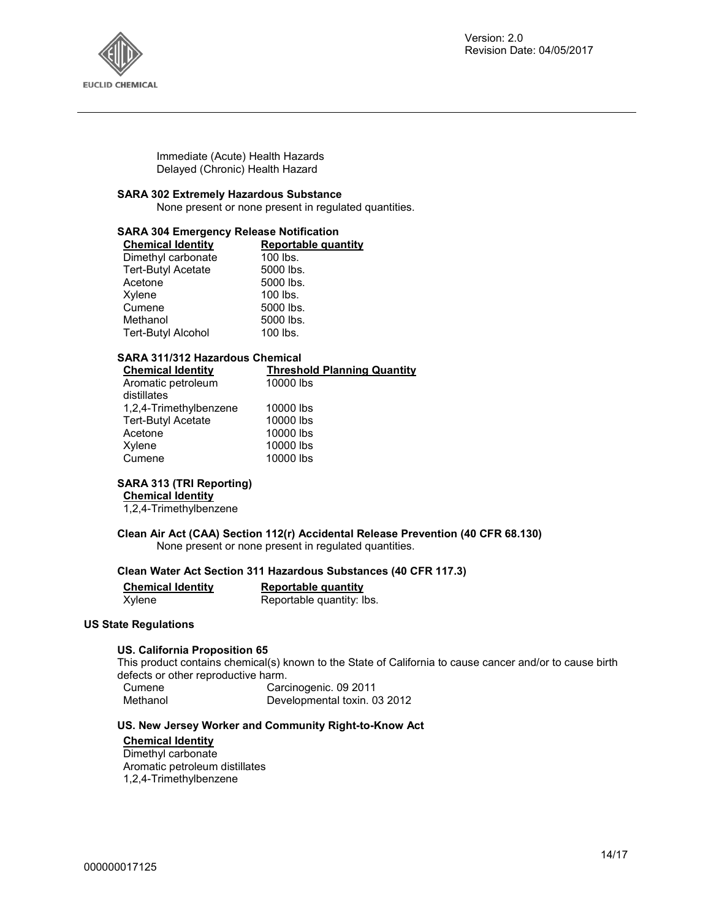Immediate (Acute) Health Hazards
Delayed (Chronic) Health Hazard

**SARA 302 Extremely Hazardous Substance**

None present or none present in regulated quantities.

**SARA 304 Emergency Release Notification**

| Chemical Identity | Reportable quantity |
|---|---|
| Dimethyl carbonate | 100 lbs. |
| Tert-Butyl Acetate | 5000 lbs. |
| Acetone | 5000 lbs. |
| Xylene | 100 lbs. |
| Cumene | 5000 lbs. |
| Methanol | 5000 lbs. |
| Tert-Butyl Alcohol | 100 lbs. |

**SARA 311/312 Hazardous Chemical**

| Chemical Identity | Threshold Planning Quantity |
|---|---|
| Aromatic petroleum distillates | 10000 lbs |
| 1,2,4-Trimethylbenzene | 10000 lbs |
| Tert-Butyl Acetate | 10000 lbs |
| Acetone | 10000 lbs |
| Xylene | 10000 lbs |
| Cumene | 10000 lbs |

**SARA 313 (TRI Reporting)**

| Chemical Identity |
|---|
| 1,2,4-Trimethylbenzene |

**Clean Air Act (CAA) Section 112(r) Accidental Release Prevention (40 CFR 68.130)**

None present or none present in regulated quantities.

**Clean Water Act Section 311 Hazardous Substances (40 CFR 117.3)**

| Chemical Identity | Reportable quantity |
|---|---|
| Xylene | Reportable quantity: lbs. |

**US State Regulations**

**US. California Proposition 65**

This product contains chemical(s) known to the State of California to cause cancer and/or to cause birth defects or other reproductive harm.

| | |
|---|---|
| Cumene | Carcinogenic. 09 2011 |
| Methanol | Developmental toxin. 03 2012 |

**US. New Jersey Worker and Community Right-to-Know Act**

| Chemical Identity |
|---|
| Dimethyl carbonate |
| Aromatic petroleum distillates |
| 1,2,4-Trimethylbenzene |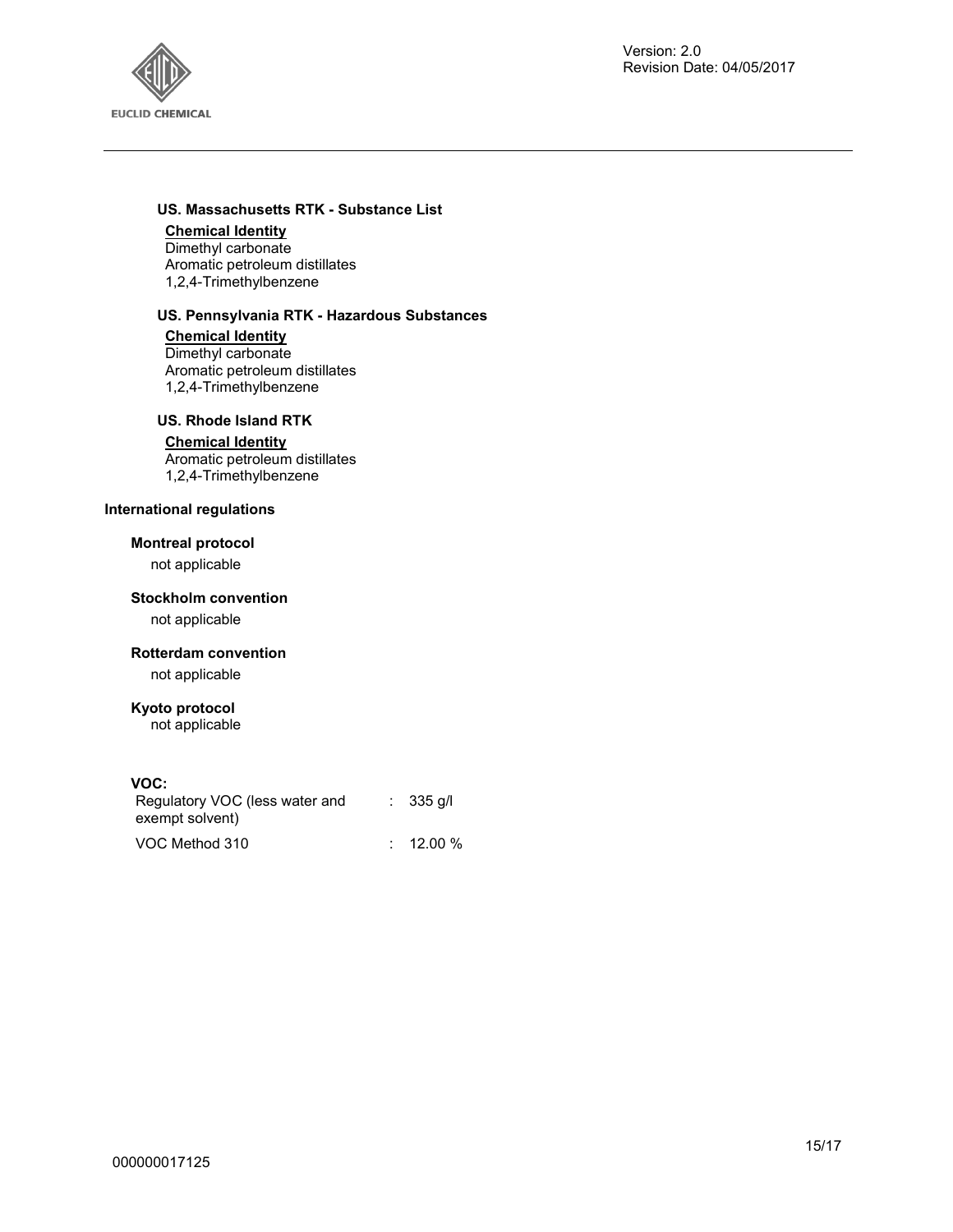**US. Massachusetts RTK - Substance List**

**Chemical Identity**

Dimethyl carbonate
Aromatic petroleum distillates
1,2,4-Trimethylbenzene

**US. Pennsylvania RTK - Hazardous Substances**

**Chemical Identity**

Dimethyl carbonate
Aromatic petroleum distillates
1,2,4-Trimethylbenzene

**US. Rhode Island RTK**

**Chemical Identity**

Aromatic petroleum distillates
1,2,4-Trimethylbenzene

**International regulations**

**Montreal protocol**

not applicable

**Stockholm convention**

not applicable

**Rotterdam convention**

not applicable

**Kyoto protocol**

not applicable

**VOC:**

| | | |
|---|---|---|
| Regulatory VOC (less water and exempt solvent) | : | 335 g/l |
| VOC Method 310 | : | 12.00 % |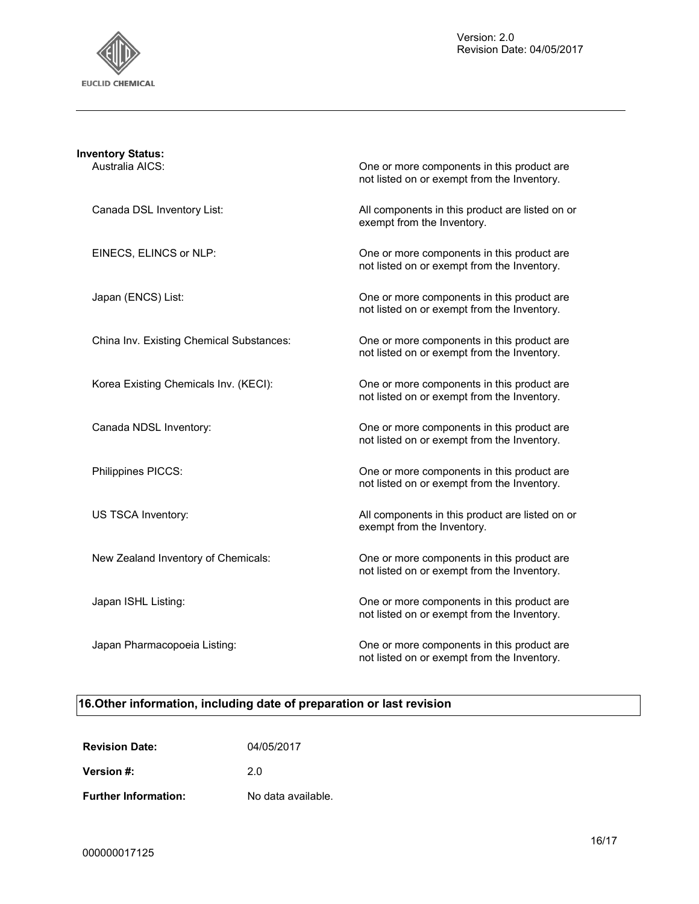**Inventory Status:**

| | |
|---|---|
| Australia AICS: | One or more components in this product are not listed on or exempt from the Inventory. |
| Canada DSL Inventory List: | All components in this product are listed on or exempt from the Inventory. |
| EINECS, ELINCS or NLP: | One or more components in this product are not listed on or exempt from the Inventory. |
| Japan (ENCS) List: | One or more components in this product are not listed on or exempt from the Inventory. |
| China Inv. Existing Chemical Substances: | One or more components in this product are not listed on or exempt from the Inventory. |
| Korea Existing Chemicals Inv. (KECI): | One or more components in this product are not listed on or exempt from the Inventory. |
| Canada NDSL Inventory: | One or more components in this product are not listed on or exempt from the Inventory. |
| Philippines PICCS: | One or more components in this product are not listed on or exempt from the Inventory. |
| US TSCA Inventory: | All components in this product are listed on or exempt from the Inventory. |
| New Zealand Inventory of Chemicals: | One or more components in this product are not listed on or exempt from the Inventory. |
| Japan ISHL Listing: | One or more components in this product are not listed on or exempt from the Inventory. |
| Japan Pharmacopoeia Listing: | One or more components in this product are not listed on or exempt from the Inventory. |

## 16.Other information, including date of preparation or last revision

**Revision Date:** 04/05/2017

**Version #:** 2.0

**Further Information:** No data available.

000000017125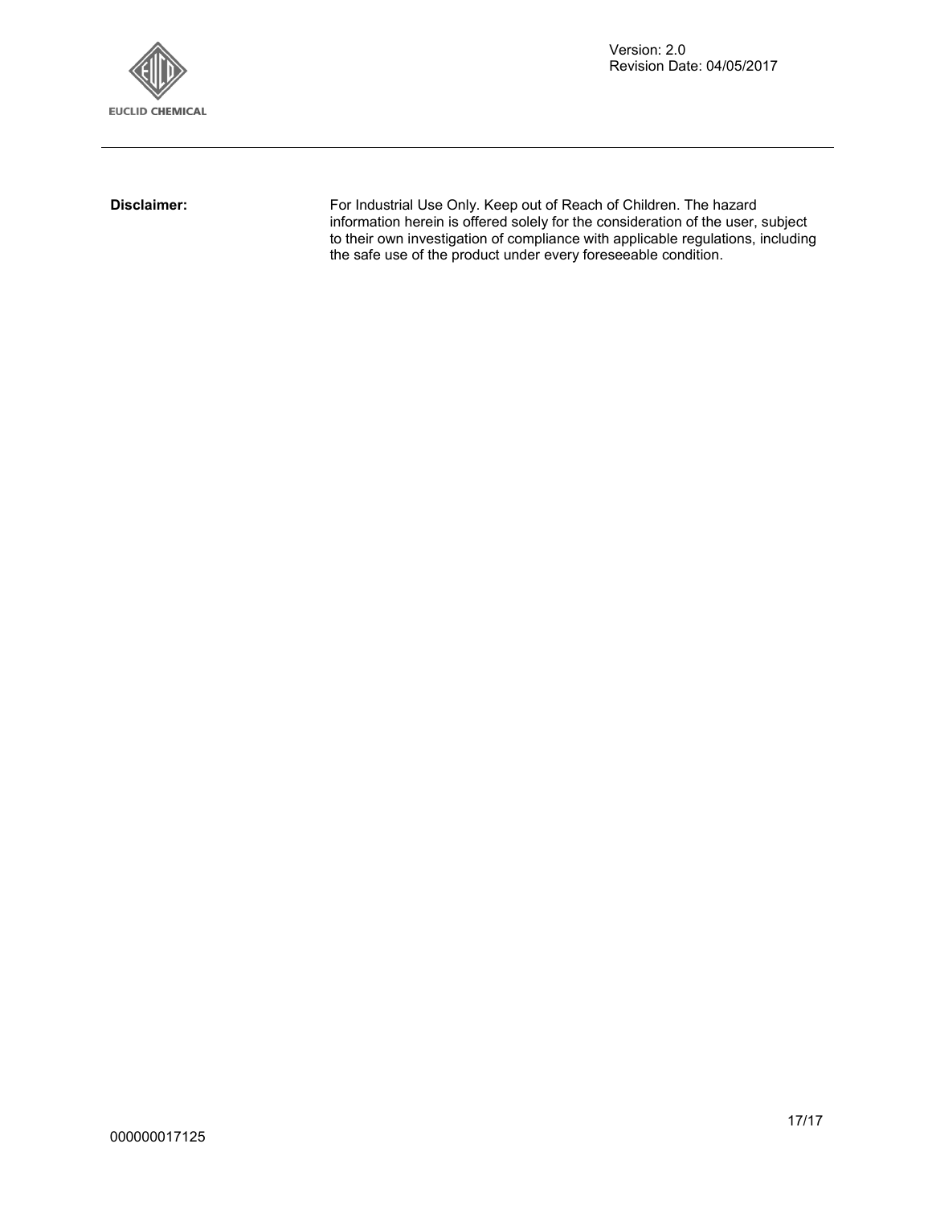**Disclaimer:** For Industrial Use Only. Keep out of Reach of Children. The hazard information herein is offered solely for the consideration of the user, subject to their own investigation of compliance with applicable regulations, including the safe use of the product under every foreseeable condition.